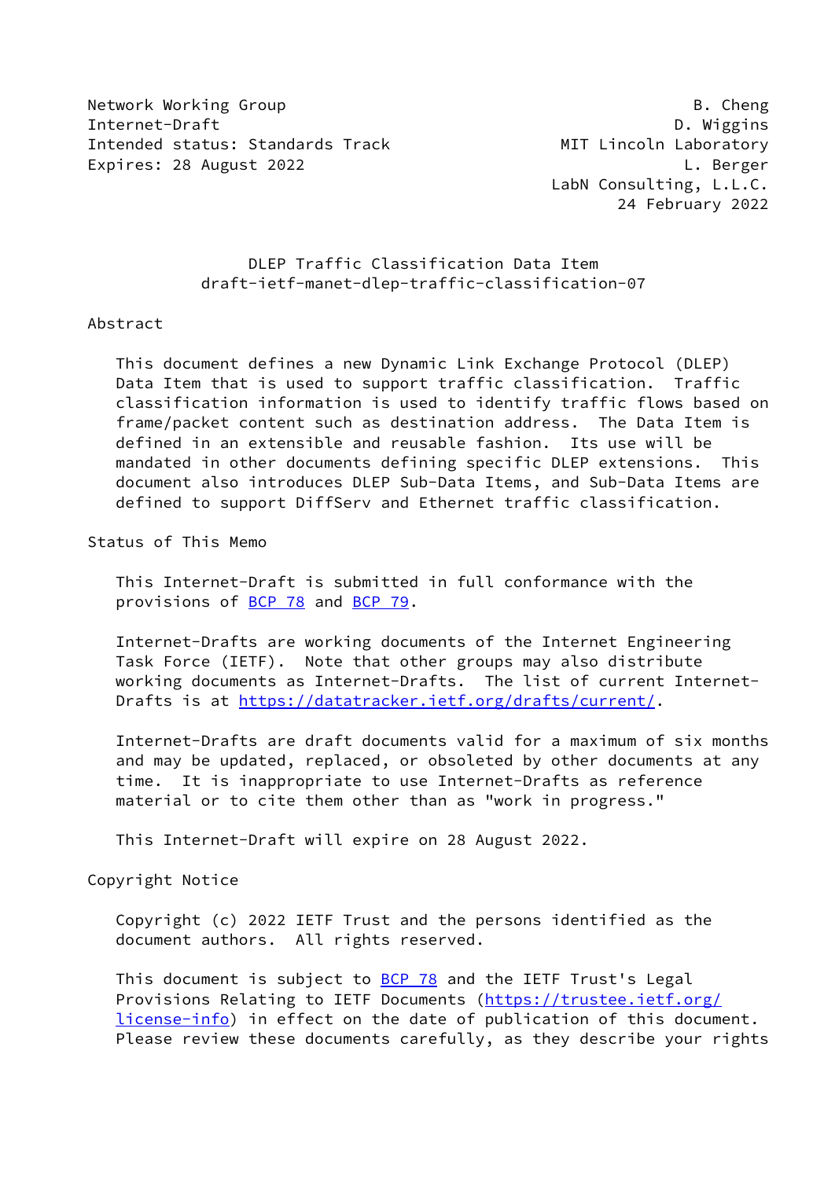Network Working Group B. Cheng
Internet-Draft D. Wiggins
Intended status: Standards Track MIT Lincoln Laboratory
Expires: 28 August 2022 L. Berger
LabN Consulting, L.L.C.
24 February 2022

# DLEP Traffic Classification Data Item
draft-ietf-manet-dlep-traffic-classification-07

## Abstract

This document defines a new Dynamic Link Exchange Protocol (DLEP) Data Item that is used to support traffic classification. Traffic classification information is used to identify traffic flows based on frame/packet content such as destination address. The Data Item is defined in an extensible and reusable fashion. Its use will be mandated in other documents defining specific DLEP extensions. This document also introduces DLEP Sub-Data Items, and Sub-Data Items are defined to support DiffServ and Ethernet traffic classification.

## Status of This Memo

This Internet-Draft is submitted in full conformance with the provisions of BCP 78 and BCP 79.

Internet-Drafts are working documents of the Internet Engineering Task Force (IETF). Note that other groups may also distribute working documents as Internet-Drafts. The list of current Internet-Drafts is at https://datatracker.ietf.org/drafts/current/.

Internet-Drafts are draft documents valid for a maximum of six months and may be updated, replaced, or obsoleted by other documents at any time. It is inappropriate to use Internet-Drafts as reference material or to cite them other than as "work in progress."

This Internet-Draft will expire on 28 August 2022.

## Copyright Notice

Copyright (c) 2022 IETF Trust and the persons identified as the document authors. All rights reserved.

This document is subject to BCP 78 and the IETF Trust's Legal Provisions Relating to IETF Documents (https://trustee.ietf.org/license-info) in effect on the date of publication of this document. Please review these documents carefully, as they describe your rights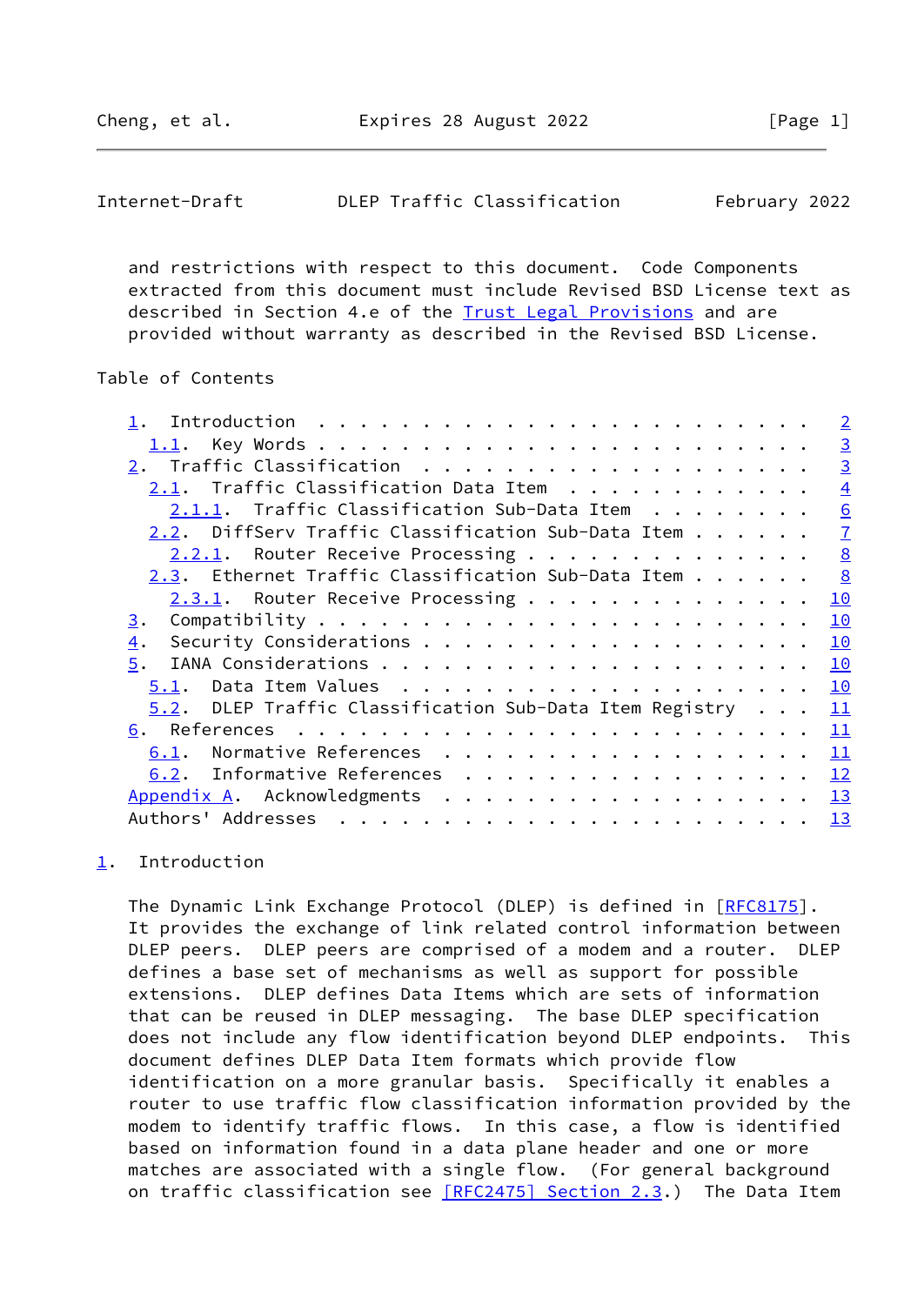and restrictions with respect to this document. Code Components extracted from this document must include Revised BSD License text as described in Section 4.e of the Trust Legal Provisions and are provided without warranty as described in the Revised BSD License.

Table of Contents

- 1. Introduction . . . . . . . . . . . . . . . . . . . . . . . . 2
  - 1.1. Key Words . . . . . . . . . . . . . . . . . . . . . . . 3
- 2. Traffic Classification . . . . . . . . . . . . . . . . . . . 3
  - 2.1. Traffic Classification Data Item . . . . . . . . . . . . 4
    - 2.1.1. Traffic Classification Sub-Data Item . . . . . . . . 6
  - 2.2. DiffServ Traffic Classification Sub-Data Item . . . . . . 7
    - 2.2.1. Router Receive Processing . . . . . . . . . . . . . . 8
  - 2.3. Ethernet Traffic Classification Sub-Data Item . . . . . . 8
    - 2.3.1. Router Receive Processing . . . . . . . . . . . . . . 10
- 3. Compatibility . . . . . . . . . . . . . . . . . . . . . . . . 10
- 4. Security Considerations . . . . . . . . . . . . . . . . . . . 10
- 5. IANA Considerations . . . . . . . . . . . . . . . . . . . . . 10
  - 5.1. Data Item Values . . . . . . . . . . . . . . . . . . . . 10
  - 5.2. DLEP Traffic Classification Sub-Data Item Registry . . . 11
- 6. References . . . . . . . . . . . . . . . . . . . . . . . . . 11
  - 6.1. Normative References . . . . . . . . . . . . . . . . . . 11
  - 6.2. Informative References . . . . . . . . . . . . . . . . . 12
- Appendix A. Acknowledgments . . . . . . . . . . . . . . . . . . . 13
- Authors' Addresses . . . . . . . . . . . . . . . . . . . . . . . 13

# 1. Introduction

The Dynamic Link Exchange Protocol (DLEP) is defined in [RFC8175]. It provides the exchange of link related control information between DLEP peers. DLEP peers are comprised of a modem and a router. DLEP defines a base set of mechanisms as well as support for possible extensions. DLEP defines Data Items which are sets of information that can be reused in DLEP messaging. The base DLEP specification does not include any flow identification beyond DLEP endpoints. This document defines DLEP Data Item formats which provide flow identification on a more granular basis. Specifically it enables a router to use traffic flow classification information provided by the modem to identify traffic flows. In this case, a flow is identified based on information found in a data plane header and one or more matches are associated with a single flow. (For general background on traffic classification see [RFC2475] Section 2.3.) The Data Item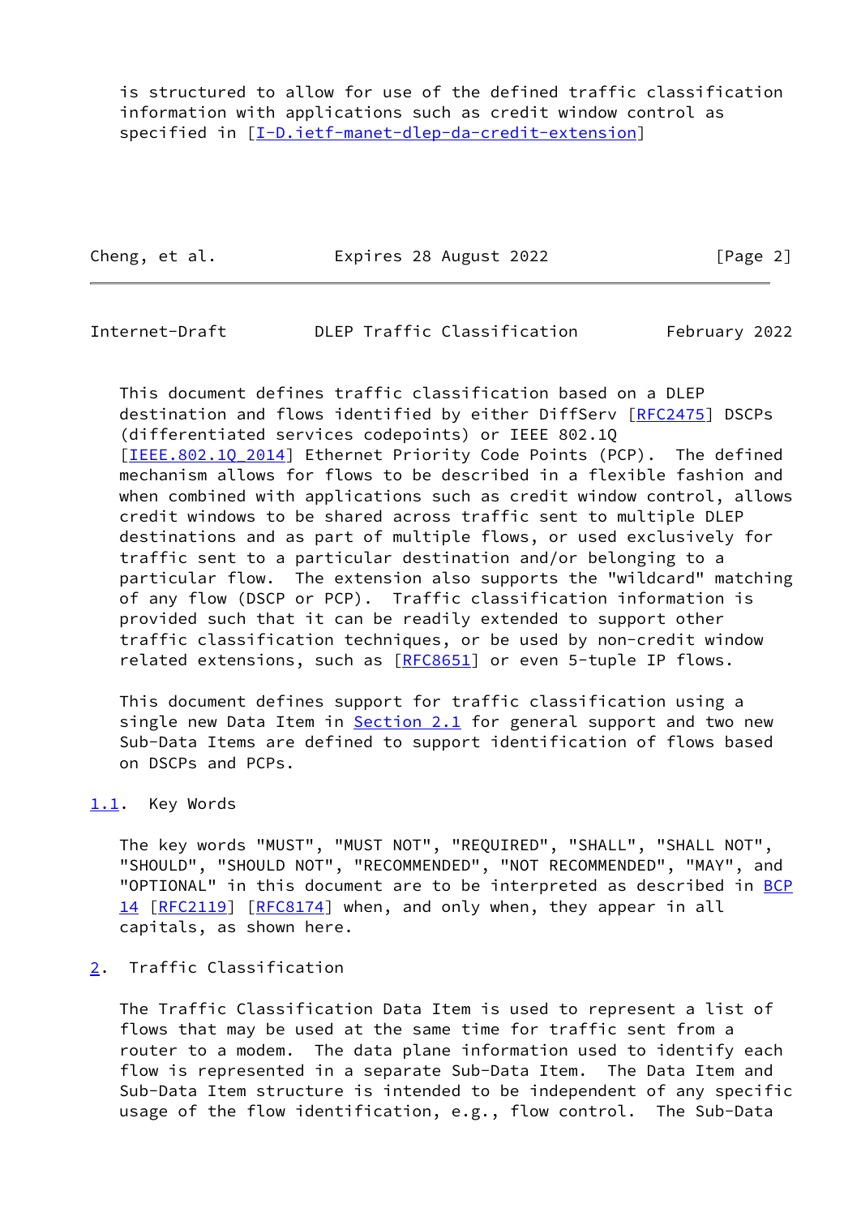is structured to allow for use of the defined traffic classification information with applications such as credit window control as specified in [I-D.ietf-manet-dlep-da-credit-extension]

This document defines traffic classification based on a DLEP destination and flows identified by either DiffServ [RFC2475] DSCPs (differentiated services codepoints) or IEEE 802.1Q [IEEE.802.1Q_2014] Ethernet Priority Code Points (PCP). The defined mechanism allows for flows to be described in a flexible fashion and when combined with applications such as credit window control, allows credit windows to be shared across traffic sent to multiple DLEP destinations and as part of multiple flows, or used exclusively for traffic sent to a particular destination and/or belonging to a particular flow. The extension also supports the "wildcard" matching of any flow (DSCP or PCP). Traffic classification information is provided such that it can be readily extended to support other traffic classification techniques, or be used by non-credit window related extensions, such as [RFC8651] or even 5-tuple IP flows.

This document defines support for traffic classification using a single new Data Item in Section 2.1 for general support and two new Sub-Data Items are defined to support identification of flows based on DSCPs and PCPs.

## 1.1. Key Words

The key words "MUST", "MUST NOT", "REQUIRED", "SHALL", "SHALL NOT", "SHOULD", "SHOULD NOT", "RECOMMENDED", "NOT RECOMMENDED", "MAY", and "OPTIONAL" in this document are to be interpreted as described in BCP 14 [RFC2119] [RFC8174] when, and only when, they appear in all capitals, as shown here.

# 2. Traffic Classification

The Traffic Classification Data Item is used to represent a list of flows that may be used at the same time for traffic sent from a router to a modem. The data plane information used to identify each flow is represented in a separate Sub-Data Item. The Data Item and Sub-Data Item structure is intended to be independent of any specific usage of the flow identification, e.g., flow control. The Sub-Data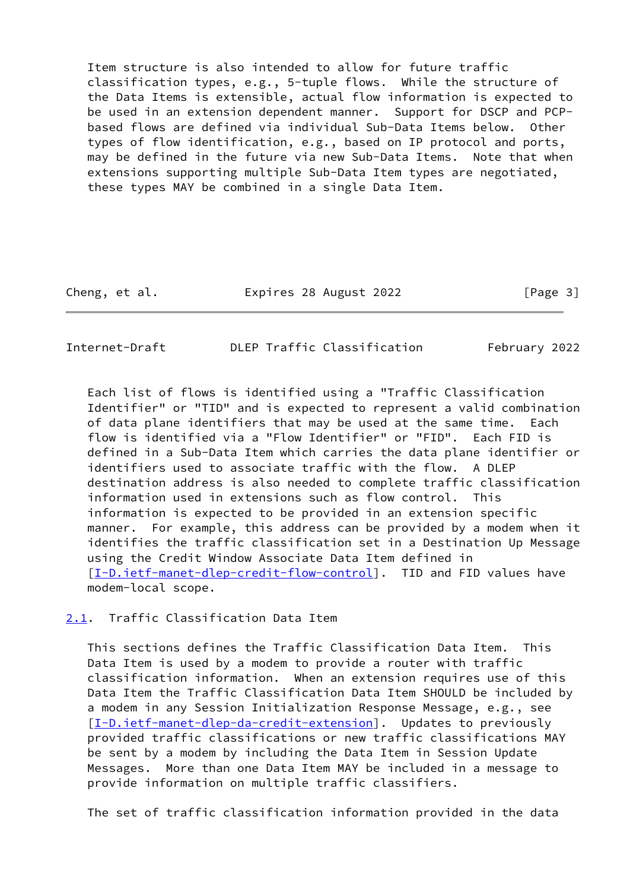Item structure is also intended to allow for future traffic classification types, e.g., 5-tuple flows. While the structure of the Data Items is extensible, actual flow information is expected to be used in an extension dependent manner. Support for DSCP and PCP-based flows are defined via individual Sub-Data Items below. Other types of flow identification, e.g., based on IP protocol and ports, may be defined in the future via new Sub-Data Items. Note that when extensions supporting multiple Sub-Data Item types are negotiated, these types MAY be combined in a single Data Item.

Each list of flows is identified using a "Traffic Classification Identifier" or "TID" and is expected to represent a valid combination of data plane identifiers that may be used at the same time. Each flow is identified via a "Flow Identifier" or "FID". Each FID is defined in a Sub-Data Item which carries the data plane identifier or identifiers used to associate traffic with the flow. A DLEP destination address is also needed to complete traffic classification information used in extensions such as flow control. This information is expected to be provided in an extension specific manner. For example, this address can be provided by a modem when it identifies the traffic classification set in a Destination Up Message using the Credit Window Associate Data Item defined in [I-D.ietf-manet-dlep-credit-flow-control]. TID and FID values have modem-local scope.

## 2.1. Traffic Classification Data Item

This sections defines the Traffic Classification Data Item. This Data Item is used by a modem to provide a router with traffic classification information. When an extension requires use of this Data Item the Traffic Classification Data Item SHOULD be included by a modem in any Session Initialization Response Message, e.g., see [I-D.ietf-manet-dlep-da-credit-extension]. Updates to previously provided traffic classifications or new traffic classifications MAY be sent by a modem by including the Data Item in Session Update Messages. More than one Data Item MAY be included in a message to provide information on multiple traffic classifiers.

The set of traffic classification information provided in the data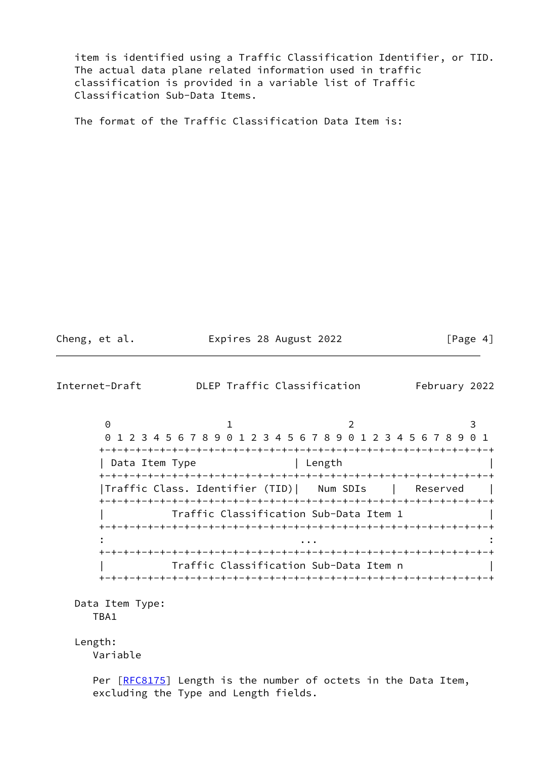item is identified using a Traffic Classification Identifier, or TID. The actual data plane related information used in traffic classification is provided in a variable list of Traffic Classification Sub-Data Items.

The format of the Traffic Classification Data Item is:

```
 0                   1                   2                   3
 0 1 2 3 4 5 6 7 8 9 0 1 2 3 4 5 6 7 8 9 0 1 2 3 4 5 6 7 8 9 0 1
+-+-+-+-+-+-+-+-+-+-+-+-+-+-+-+-+-+-+-+-+-+-+-+-+-+-+-+-+-+-+-+-+
| Data Item Type                | Length                        |
+-+-+-+-+-+-+-+-+-+-+-+-+-+-+-+-+-+-+-+-+-+-+-+-+-+-+-+-+-+-+-+-+
|Traffic Class. Identifier (TID)|   Num SDIs    |   Reserved    |
+-+-+-+-+-+-+-+-+-+-+-+-+-+-+-+-+-+-+-+-+-+-+-+-+-+-+-+-+-+-+-+-+
|           Traffic Classification Sub-Data Item 1              |
+-+-+-+-+-+-+-+-+-+-+-+-+-+-+-+-+-+-+-+-+-+-+-+-+-+-+-+-+-+-+-+-+
:                               ...                             :
+-+-+-+-+-+-+-+-+-+-+-+-+-+-+-+-+-+-+-+-+-+-+-+-+-+-+-+-+-+-+-+-+
|           Traffic Classification Sub-Data Item n              |
+-+-+-+-+-+-+-+-+-+-+-+-+-+-+-+-+-+-+-+-+-+-+-+-+-+-+-+-+-+-+-+-+
```

Data Item Type:
TBA1

Length:
Variable

Per [RFC8175] Length is the number of octets in the Data Item, excluding the Type and Length fields.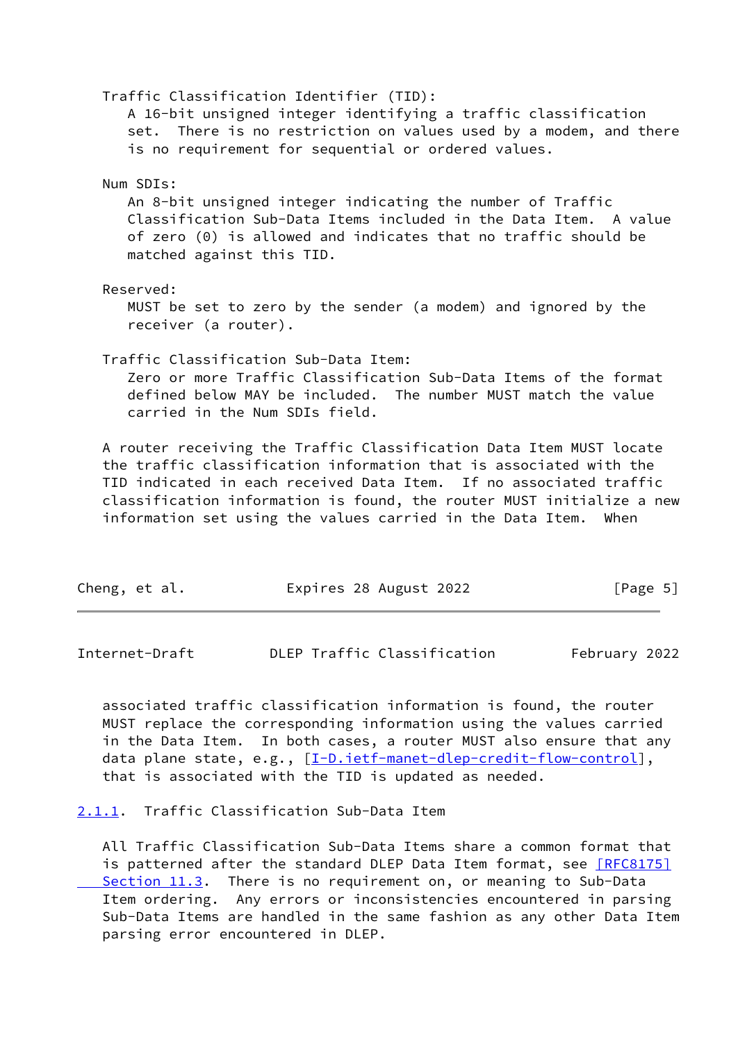Traffic Classification Identifier (TID):
A 16-bit unsigned integer identifying a traffic classification set. There is no restriction on values used by a modem, and there is no requirement for sequential or ordered values.

Num SDIs:
An 8-bit unsigned integer indicating the number of Traffic Classification Sub-Data Items included in the Data Item. A value of zero (0) is allowed and indicates that no traffic should be matched against this TID.

Reserved:
MUST be set to zero by the sender (a modem) and ignored by the receiver (a router).

Traffic Classification Sub-Data Item:
Zero or more Traffic Classification Sub-Data Items of the format defined below MAY be included. The number MUST match the value carried in the Num SDIs field.

A router receiving the Traffic Classification Data Item MUST locate the traffic classification information that is associated with the TID indicated in each received Data Item. If no associated traffic classification information is found, the router MUST initialize a new information set using the values carried in the Data Item. When associated traffic classification information is found, the router MUST replace the corresponding information using the values carried in the Data Item. In both cases, a router MUST also ensure that any data plane state, e.g., [I-D.ietf-manet-dlep-credit-flow-control], that is associated with the TID is updated as needed.

### 2.1.1. Traffic Classification Sub-Data Item

All Traffic Classification Sub-Data Items share a common format that is patterned after the standard DLEP Data Item format, see [RFC8175] Section 11.3. There is no requirement on, or meaning to Sub-Data Item ordering. Any errors or inconsistencies encountered in parsing Sub-Data Items are handled in the same fashion as any other Data Item parsing error encountered in DLEP.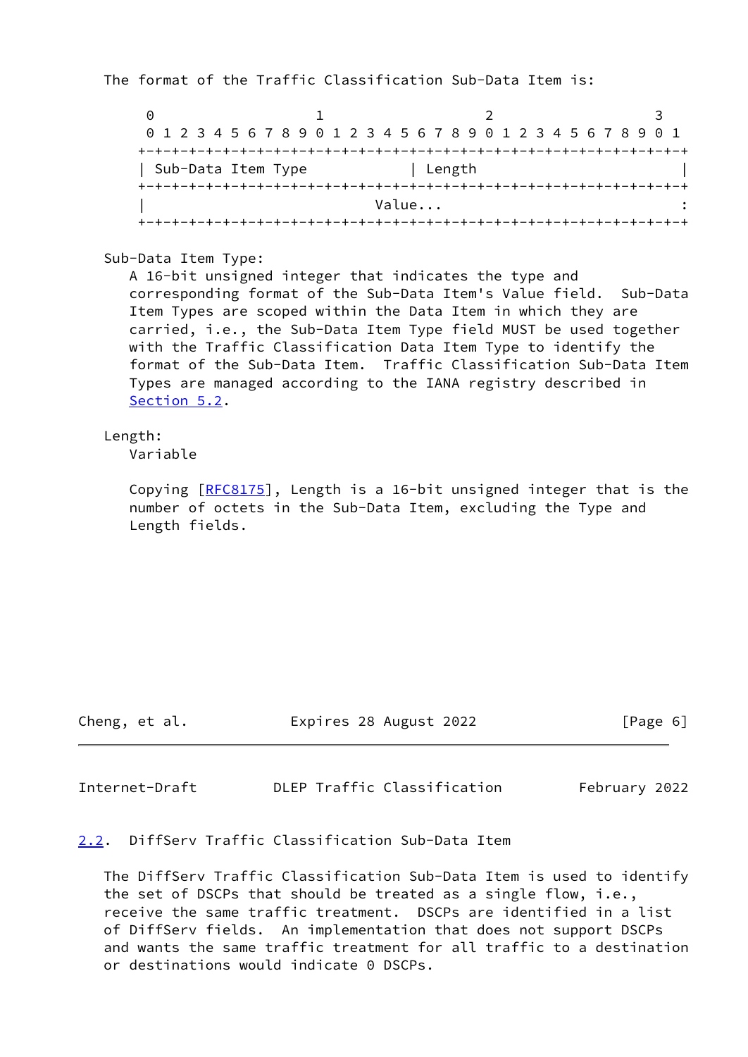The format of the Traffic Classification Sub-Data Item is:

```
 0                   1                   2                   3
 0 1 2 3 4 5 6 7 8 9 0 1 2 3 4 5 6 7 8 9 0 1 2 3 4 5 6 7 8 9 0 1
+-+-+-+-+-+-+-+-+-+-+-+-+-+-+-+-+-+-+-+-+-+-+-+-+-+-+-+-+-+-+-+-+
| Sub-Data Item Type            | Length                        |
+-+-+-+-+-+-+-+-+-+-+-+-+-+-+-+-+-+-+-+-+-+-+-+-+-+-+-+-+-+-+-+-+
|                           Value...                            :
+-+-+-+-+-+-+-+-+-+-+-+-+-+-+-+-+-+-+-+-+-+-+-+-+-+-+-+-+-+-+-+-+
```

Sub-Data Item Type:
   A 16-bit unsigned integer that indicates the type and corresponding format of the Sub-Data Item's Value field. Sub-Data Item Types are scoped within the Data Item in which they are carried, i.e., the Sub-Data Item Type field MUST be used together with the Traffic Classification Data Item Type to identify the format of the Sub-Data Item. Traffic Classification Sub-Data Item Types are managed according to the IANA registry described in Section 5.2.

Length:
   Variable

   Copying [RFC8175], Length is a 16-bit unsigned integer that is the number of octets in the Sub-Data Item, excluding the Type and Length fields.

## 2.2. DiffServ Traffic Classification Sub-Data Item

The DiffServ Traffic Classification Sub-Data Item is used to identify the set of DSCPs that should be treated as a single flow, i.e., receive the same traffic treatment. DSCPs are identified in a list of DiffServ fields. An implementation that does not support DSCPs and wants the same traffic treatment for all traffic to a destination or destinations would indicate 0 DSCPs.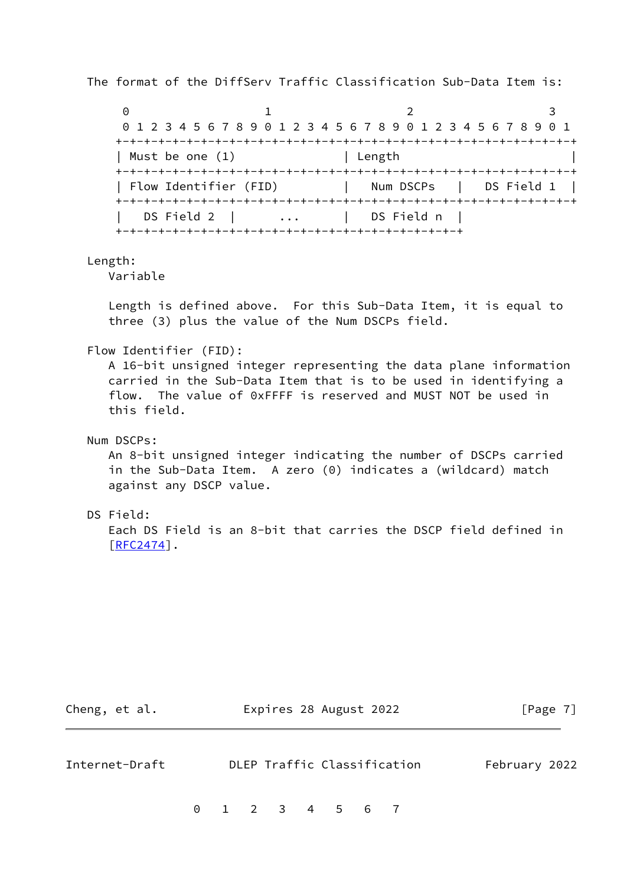The format of the DiffServ Traffic Classification Sub-Data Item is:

```
 0                   1                   2                   3
 0 1 2 3 4 5 6 7 8 9 0 1 2 3 4 5 6 7 8 9 0 1 2 3 4 5 6 7 8 9 0 1
+-+-+-+-+-+-+-+-+-+-+-+-+-+-+-+-+-+-+-+-+-+-+-+-+-+-+-+-+-+-+-+-+
| Must be one (1)               | Length                        |
+-+-+-+-+-+-+-+-+-+-+-+-+-+-+-+-+-+-+-+-+-+-+-+-+-+-+-+-+-+-+-+-+
| Flow Identifier (FID)         |   Num DSCPs   |   DS Field 1  |
+-+-+-+-+-+-+-+-+-+-+-+-+-+-+-+-+-+-+-+-+-+-+-+-+-+-+-+-+-+-+-+-+
|   DS Field 2  |      ...      |   DS Field n  |
+-+-+-+-+-+-+-+-+-+-+-+-+-+-+-+-+-+-+-+-+-+-+-+-+
```

Length:
   Variable

   Length is defined above. For this Sub-Data Item, it is equal to three (3) plus the value of the Num DSCPs field.

Flow Identifier (FID):
   A 16-bit unsigned integer representing the data plane information carried in the Sub-Data Item that is to be used in identifying a flow. The value of 0xFFFF is reserved and MUST NOT be used in this field.

Num DSCPs:
   An 8-bit unsigned integer indicating the number of DSCPs carried in the Sub-Data Item. A zero (0) indicates a (wildcard) match against any DSCP value.

DS Field:
   Each DS Field is an 8-bit that carries the DSCP field defined in [RFC2474].

```
  0   1   2   3   4   5   6   7
```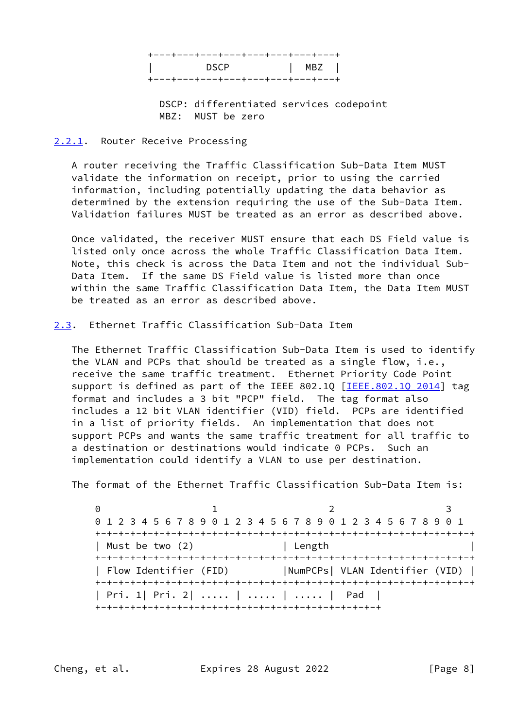```
+---+---+---+---+---+---+---+---+
|         DSCP          |  MBZ  |
+---+---+---+---+---+---+---+---+
```

DSCP: differentiated services codepoint
MBZ:  MUST be zero

### 2.2.1. Router Receive Processing

A router receiving the Traffic Classification Sub-Data Item MUST validate the information on receipt, prior to using the carried information, including potentially updating the data behavior as determined by the extension requiring the use of the Sub-Data Item. Validation failures MUST be treated as an error as described above.

Once validated, the receiver MUST ensure that each DS Field value is listed only once across the whole Traffic Classification Data Item. Note, this check is across the Data Item and not the individual Sub-Data Item. If the same DS Field value is listed more than once within the same Traffic Classification Data Item, the Data Item MUST be treated as an error as described above.

## 2.3. Ethernet Traffic Classification Sub-Data Item

The Ethernet Traffic Classification Sub-Data Item is used to identify the VLAN and PCPs that should be treated as a single flow, i.e., receive the same traffic treatment. Ethernet Priority Code Point support is defined as part of the IEEE 802.1Q [IEEE.802.1Q_2014] tag format and includes a 3 bit "PCP" field. The tag format also includes a 12 bit VLAN identifier (VID) field. PCPs are identified in a list of priority fields. An implementation that does not support PCPs and wants the same traffic treatment for all traffic to a destination or destinations would indicate 0 PCPs. Such an implementation could identify a VLAN to use per destination.

The format of the Ethernet Traffic Classification Sub-Data Item is:

```
 0                   1                   2                   3
 0 1 2 3 4 5 6 7 8 9 0 1 2 3 4 5 6 7 8 9 0 1 2 3 4 5 6 7 8 9 0 1
+-+-+-+-+-+-+-+-+-+-+-+-+-+-+-+-+-+-+-+-+-+-+-+-+-+-+-+-+-+-+-+-+
| Must be two (2)               | Length                        |
+-+-+-+-+-+-+-+-+-+-+-+-+-+-+-+-+-+-+-+-+-+-+-+-+-+-+-+-+-+-+-+-+
| Flow Identifier (FID)         |NumPCPs| VLAN Identifier (VID) |
+-+-+-+-+-+-+-+-+-+-+-+-+-+-+-+-+-+-+-+-+-+-+-+-+-+-+-+-+-+-+-+-+
| Pri. 1| Pri. 2| ..... | ..... | ..... |  Pad  |
+-+-+-+-+-+-+-+-+-+-+-+-+-+-+-+-+-+-+-+-+-+-+-+-+
```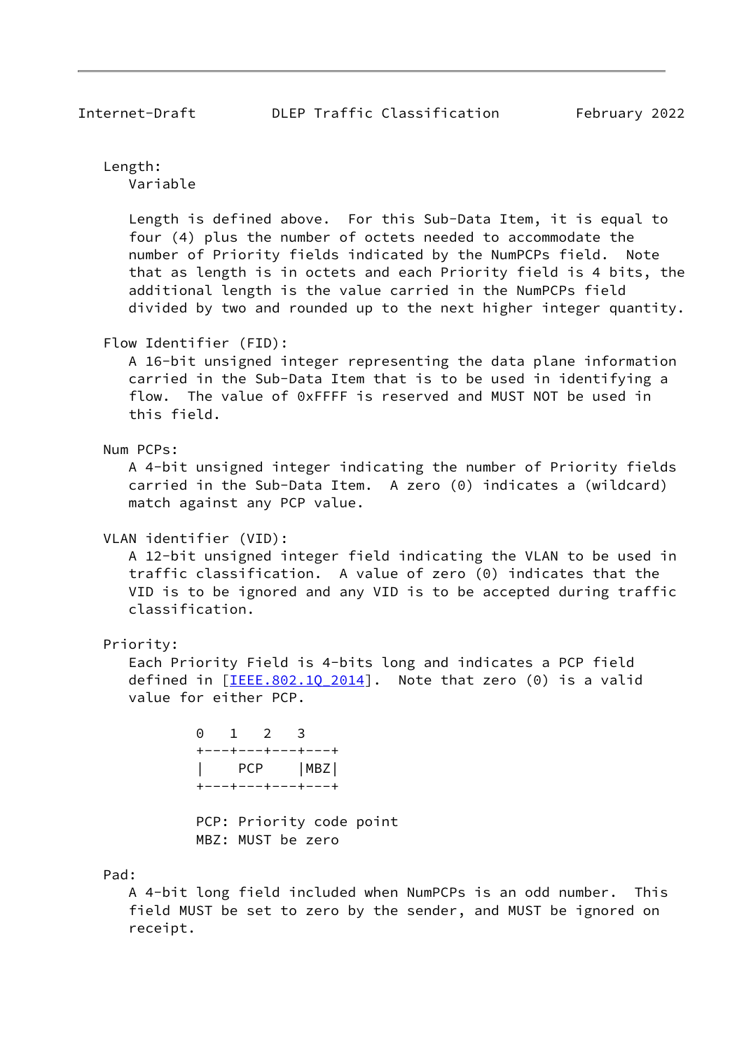Length:
Variable

Length is defined above. For this Sub-Data Item, it is equal to four (4) plus the number of octets needed to accommodate the number of Priority fields indicated by the NumPCPs field. Note that as length is in octets and each Priority field is 4 bits, the additional length is the value carried in the NumPCPs field divided by two and rounded up to the next higher integer quantity.

Flow Identifier (FID):
A 16-bit unsigned integer representing the data plane information carried in the Sub-Data Item that is to be used in identifying a flow. The value of 0xFFFF is reserved and MUST NOT be used in this field.

Num PCPs:
A 4-bit unsigned integer indicating the number of Priority fields carried in the Sub-Data Item. A zero (0) indicates a (wildcard) match against any PCP value.

VLAN identifier (VID):
A 12-bit unsigned integer field indicating the VLAN to be used in traffic classification. A value of zero (0) indicates that the VID is to be ignored and any VID is to be accepted during traffic classification.

Priority:
Each Priority Field is 4-bits long and indicates a PCP field defined in [IEEE.802.1Q_2014]. Note that zero (0) is a valid value for either PCP.

```
 0   1   2   3
+---+---+---+---+
|    PCP    |MBZ|
+---+---+---+---+

PCP: Priority code point
MBZ: MUST be zero
```

Pad:
A 4-bit long field included when NumPCPs is an odd number. This field MUST be set to zero by the sender, and MUST be ignored on receipt.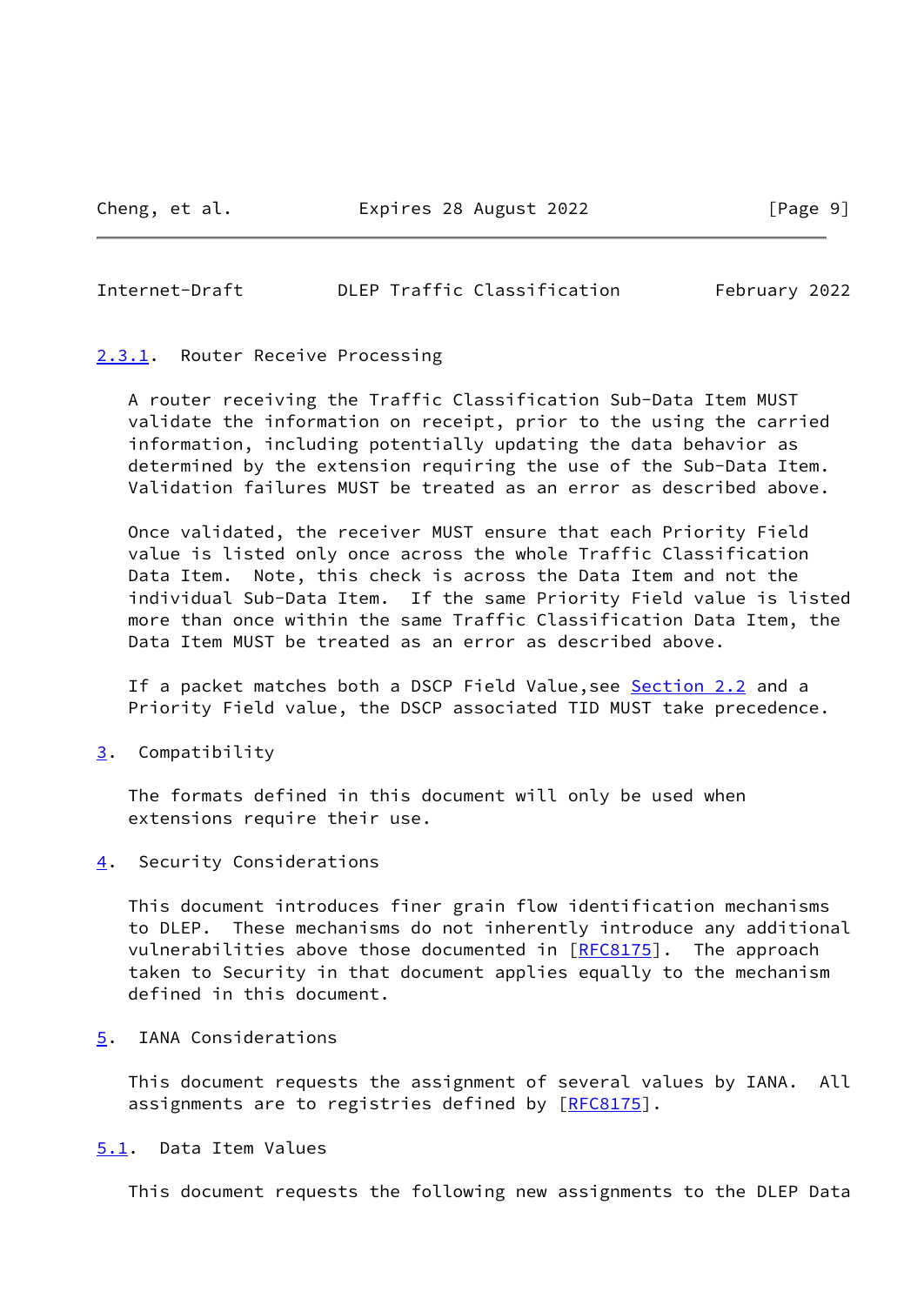### 2.3.1. Router Receive Processing

A router receiving the Traffic Classification Sub-Data Item MUST validate the information on receipt, prior to the using the carried information, including potentially updating the data behavior as determined by the extension requiring the use of the Sub-Data Item. Validation failures MUST be treated as an error as described above.

Once validated, the receiver MUST ensure that each Priority Field value is listed only once across the whole Traffic Classification Data Item. Note, this check is across the Data Item and not the individual Sub-Data Item. If the same Priority Field value is listed more than once within the same Traffic Classification Data Item, the Data Item MUST be treated as an error as described above.

If a packet matches both a DSCP Field Value,see Section 2.2 and a Priority Field value, the DSCP associated TID MUST take precedence.

## 3. Compatibility

The formats defined in this document will only be used when extensions require their use.

## 4. Security Considerations

This document introduces finer grain flow identification mechanisms to DLEP. These mechanisms do not inherently introduce any additional vulnerabilities above those documented in [RFC8175]. The approach taken to Security in that document applies equally to the mechanism defined in this document.

## 5. IANA Considerations

This document requests the assignment of several values by IANA. All assignments are to registries defined by [RFC8175].

### 5.1. Data Item Values

This document requests the following new assignments to the DLEP Data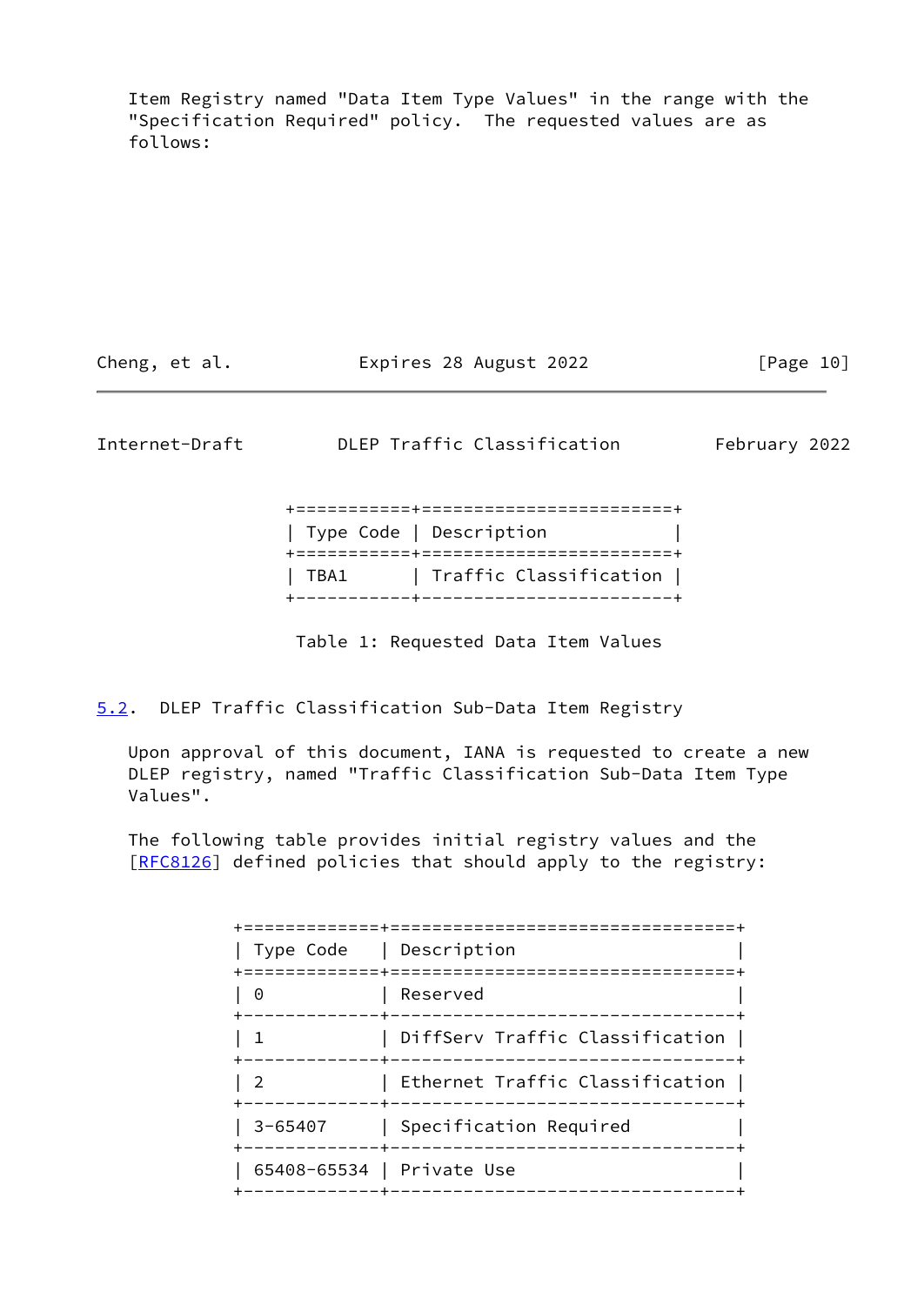Item Registry named "Data Item Type Values" in the range with the "Specification Required" policy. The requested values are as follows:

| Type Code | Description |
|---|---|
| TBA1 | Traffic Classification |

Table 1: Requested Data Item Values

## 5.2. DLEP Traffic Classification Sub-Data Item Registry

Upon approval of this document, IANA is requested to create a new DLEP registry, named "Traffic Classification Sub-Data Item Type Values".

The following table provides initial registry values and the [RFC8126] defined policies that should apply to the registry:

| Type Code | Description |
|---|---|
| 0 | Reserved |
| 1 | DiffServ Traffic Classification |
| 2 | Ethernet Traffic Classification |
| 3-65407 | Specification Required |
| 65408-65534 | Private Use |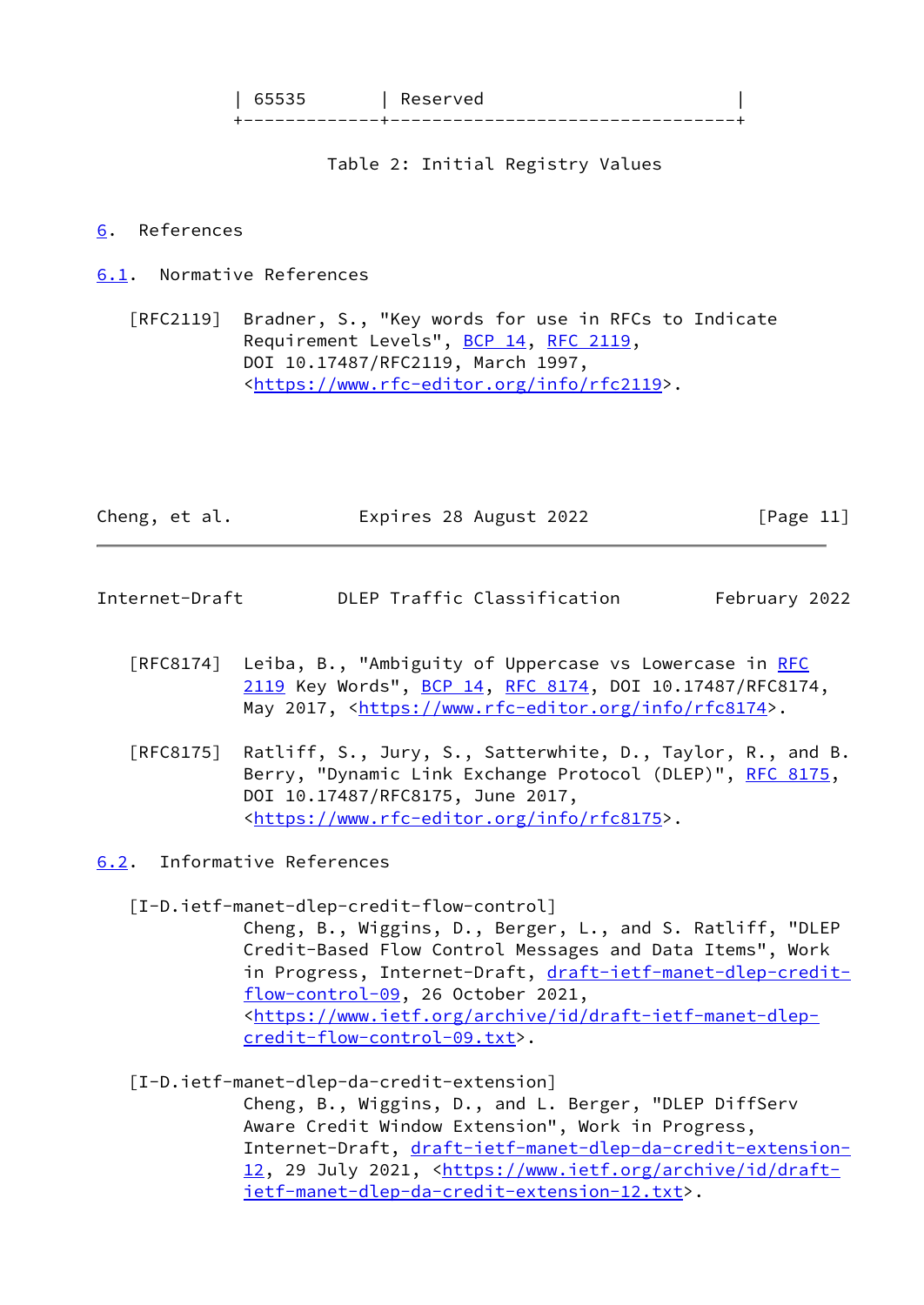| 65535 | Reserved |
|---|---|

Table 2: Initial Registry Values

# 6. References

## 6.1. Normative References

[RFC2119] Bradner, S., "Key words for use in RFCs to Indicate Requirement Levels", BCP 14, RFC 2119, DOI 10.17487/RFC2119, March 1997, <https://www.rfc-editor.org/info/rfc2119>.

[RFC8174] Leiba, B., "Ambiguity of Uppercase vs Lowercase in RFC 2119 Key Words", BCP 14, RFC 8174, DOI 10.17487/RFC8174, May 2017, <https://www.rfc-editor.org/info/rfc8174>.

[RFC8175] Ratliff, S., Jury, S., Satterwhite, D., Taylor, R., and B. Berry, "Dynamic Link Exchange Protocol (DLEP)", RFC 8175, DOI 10.17487/RFC8175, June 2017, <https://www.rfc-editor.org/info/rfc8175>.

## 6.2. Informative References

[I-D.ietf-manet-dlep-credit-flow-control] Cheng, B., Wiggins, D., Berger, L., and S. Ratliff, "DLEP Credit-Based Flow Control Messages and Data Items", Work in Progress, Internet-Draft, draft-ietf-manet-dlep-credit-flow-control-09, 26 October 2021, <https://www.ietf.org/archive/id/draft-ietf-manet-dlep-credit-flow-control-09.txt>.

[I-D.ietf-manet-dlep-da-credit-extension] Cheng, B., Wiggins, D., and L. Berger, "DLEP DiffServ Aware Credit Window Extension", Work in Progress, Internet-Draft, draft-ietf-manet-dlep-da-credit-extension-12, 29 July 2021, <https://www.ietf.org/archive/id/draft-ietf-manet-dlep-da-credit-extension-12.txt>.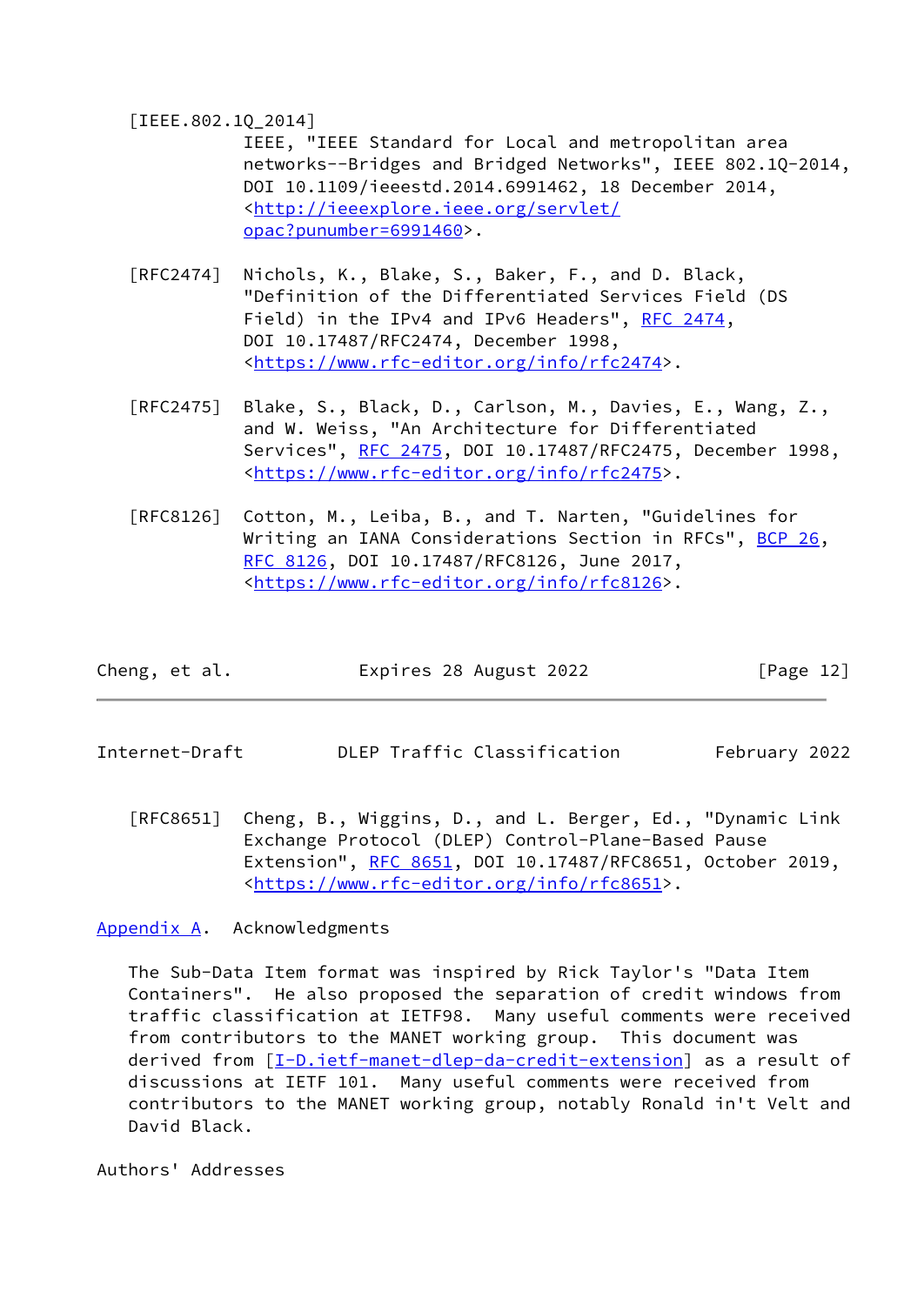[IEEE.802.1Q_2014]
IEEE, "IEEE Standard for Local and metropolitan area networks--Bridges and Bridged Networks", IEEE 802.1Q-2014, DOI 10.1109/ieeestd.2014.6991462, 18 December 2014, <http://ieeexplore.ieee.org/servlet/opac?punumber=6991460>.

[RFC2474] Nichols, K., Blake, S., Baker, F., and D. Black, "Definition of the Differentiated Services Field (DS Field) in the IPv4 and IPv6 Headers", RFC 2474, DOI 10.17487/RFC2474, December 1998, <https://www.rfc-editor.org/info/rfc2474>.

[RFC2475] Blake, S., Black, D., Carlson, M., Davies, E., Wang, Z., and W. Weiss, "An Architecture for Differentiated Services", RFC 2475, DOI 10.17487/RFC2475, December 1998, <https://www.rfc-editor.org/info/rfc2475>.

[RFC8126] Cotton, M., Leiba, B., and T. Narten, "Guidelines for Writing an IANA Considerations Section in RFCs", BCP 26, RFC 8126, DOI 10.17487/RFC8126, June 2017, <https://www.rfc-editor.org/info/rfc8126>.

[RFC8651] Cheng, B., Wiggins, D., and L. Berger, Ed., "Dynamic Link Exchange Protocol (DLEP) Control-Plane-Based Pause Extension", RFC 8651, DOI 10.17487/RFC8651, October 2019, <https://www.rfc-editor.org/info/rfc8651>.

## Appendix A. Acknowledgments

The Sub-Data Item format was inspired by Rick Taylor's "Data Item Containers". He also proposed the separation of credit windows from traffic classification at IETF98. Many useful comments were received from contributors to the MANET working group. This document was derived from [I-D.ietf-manet-dlep-da-credit-extension] as a result of discussions at IETF 101. Many useful comments were received from contributors to the MANET working group, notably Ronald in't Velt and David Black.

## Authors' Addresses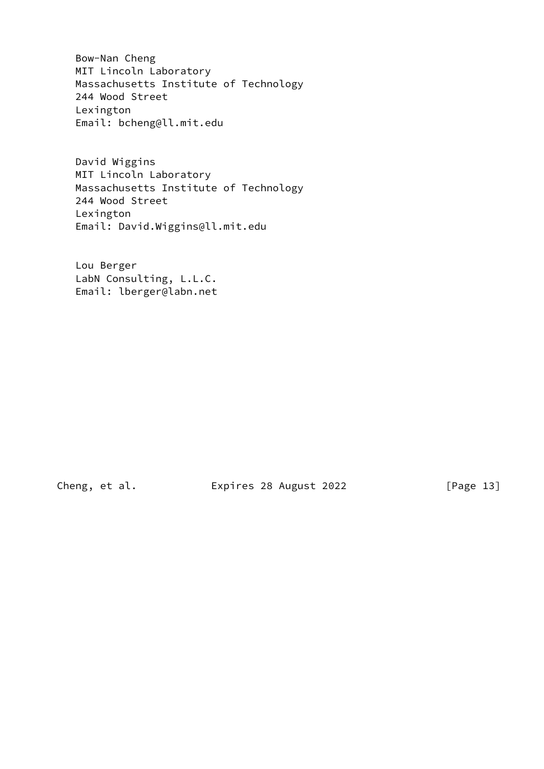Bow-Nan Cheng
MIT Lincoln Laboratory
Massachusetts Institute of Technology
244 Wood Street
Lexington
Email: bcheng@ll.mit.edu

David Wiggins
MIT Lincoln Laboratory
Massachusetts Institute of Technology
244 Wood Street
Lexington
Email: David.Wiggins@ll.mit.edu

Lou Berger
LabN Consulting, L.L.C.
Email: lberger@labn.net